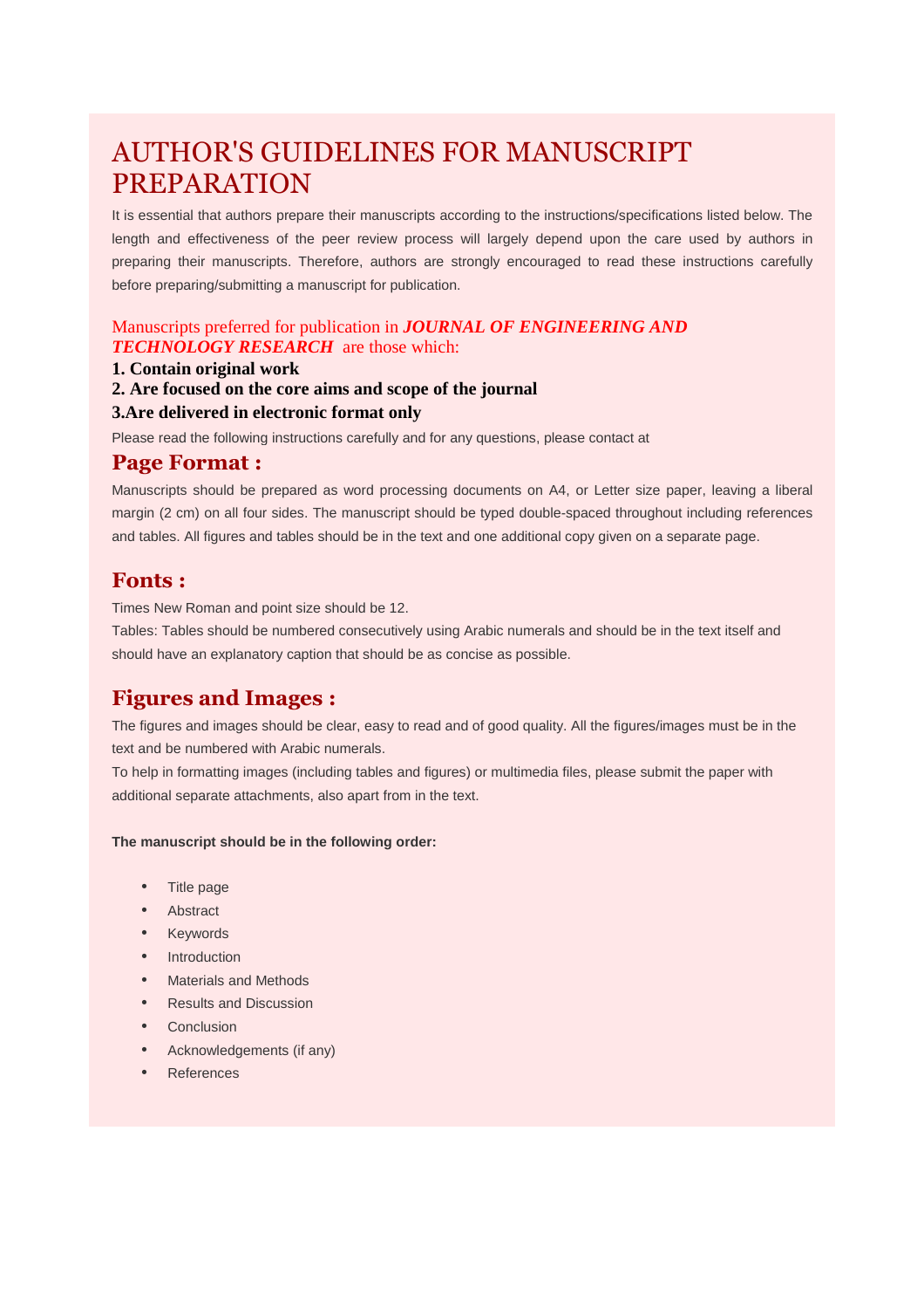# AUTHOR'S GUIDELINES FOR MANUSCRIPT PREPARATION

It is essential that authors prepare their manuscripts according to the instructions/specifications listed below. The length and effectiveness of the peer review process will largely depend upon the care used by authors in preparing their manuscripts. Therefore, authors are strongly encouraged to read these instructions carefully before preparing/submitting a manuscript for publication.

Manuscripts preferred for publication in ***JOURNAL OF ENGINEERING AND TECHNOLOGY RESEARCH*** are those which:

**1. Contain original work**

**2. Are focused on the core aims and scope of the journal**

**3.Are delivered in electronic format only**

Please read the following instructions carefully and for any questions, please contact at

## Page Format :

Manuscripts should be prepared as word processing documents on A4, or Letter size paper, leaving a liberal margin (2 cm) on all four sides. The manuscript should be typed double-spaced throughout including references and tables. All figures and tables should be in the text and one additional copy given on a separate page.

## Fonts :

Times New Roman and point size should be 12.

Tables: Tables should be numbered consecutively using Arabic numerals and should be in the text itself and should have an explanatory caption that should be as concise as possible.

## Figures and Images :

The figures and images should be clear, easy to read and of good quality. All the figures/images must be in the text and be numbered with Arabic numerals.

To help in formatting images (including tables and figures) or multimedia files, please submit the paper with additional separate attachments, also apart from in the text.

**The manuscript should be in the following order:**

- Title page
- Abstract
- Keywords
- Introduction
- Materials and Methods
- Results and Discussion
- Conclusion
- Acknowledgements (if any)
- References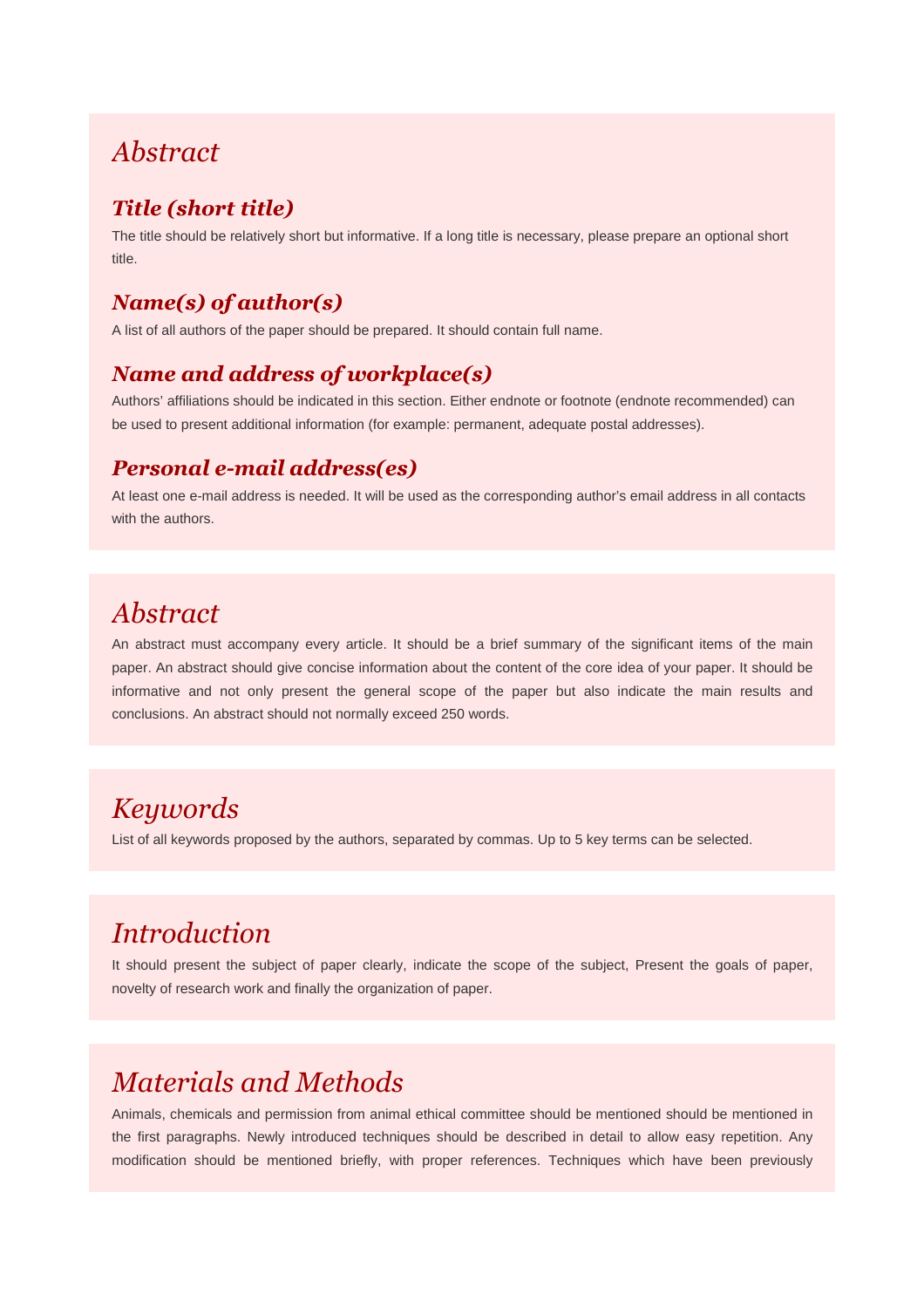## Abstract

### Title (short title)

The title should be relatively short but informative. If a long title is necessary, please prepare an optional short title.

### Name(s) of author(s)

A list of all authors of the paper should be prepared. It should contain full name.

### Name and address of workplace(s)

Authors' affiliations should be indicated in this section. Either endnote or footnote (endnote recommended) can be used to present additional information (for example: permanent, adequate postal addresses).

### Personal e-mail address(es)

At least one e-mail address is needed. It will be used as the corresponding author's email address in all contacts with the authors.

## Abstract

An abstract must accompany every article. It should be a brief summary of the significant items of the main paper. An abstract should give concise information about the content of the core idea of your paper. It should be informative and not only present the general scope of the paper but also indicate the main results and conclusions. An abstract should not normally exceed 250 words.

## Keywords

List of all keywords proposed by the authors, separated by commas. Up to 5 key terms can be selected.

## Introduction

It should present the subject of paper clearly, indicate the scope of the subject, Present the goals of paper, novelty of research work and finally the organization of paper.

## Materials and Methods

Animals, chemicals and permission from animal ethical committee should be mentioned should be mentioned in the first paragraphs. Newly introduced techniques should be described in detail to allow easy repetition. Any modification should be mentioned briefly, with proper references. Techniques which have been previously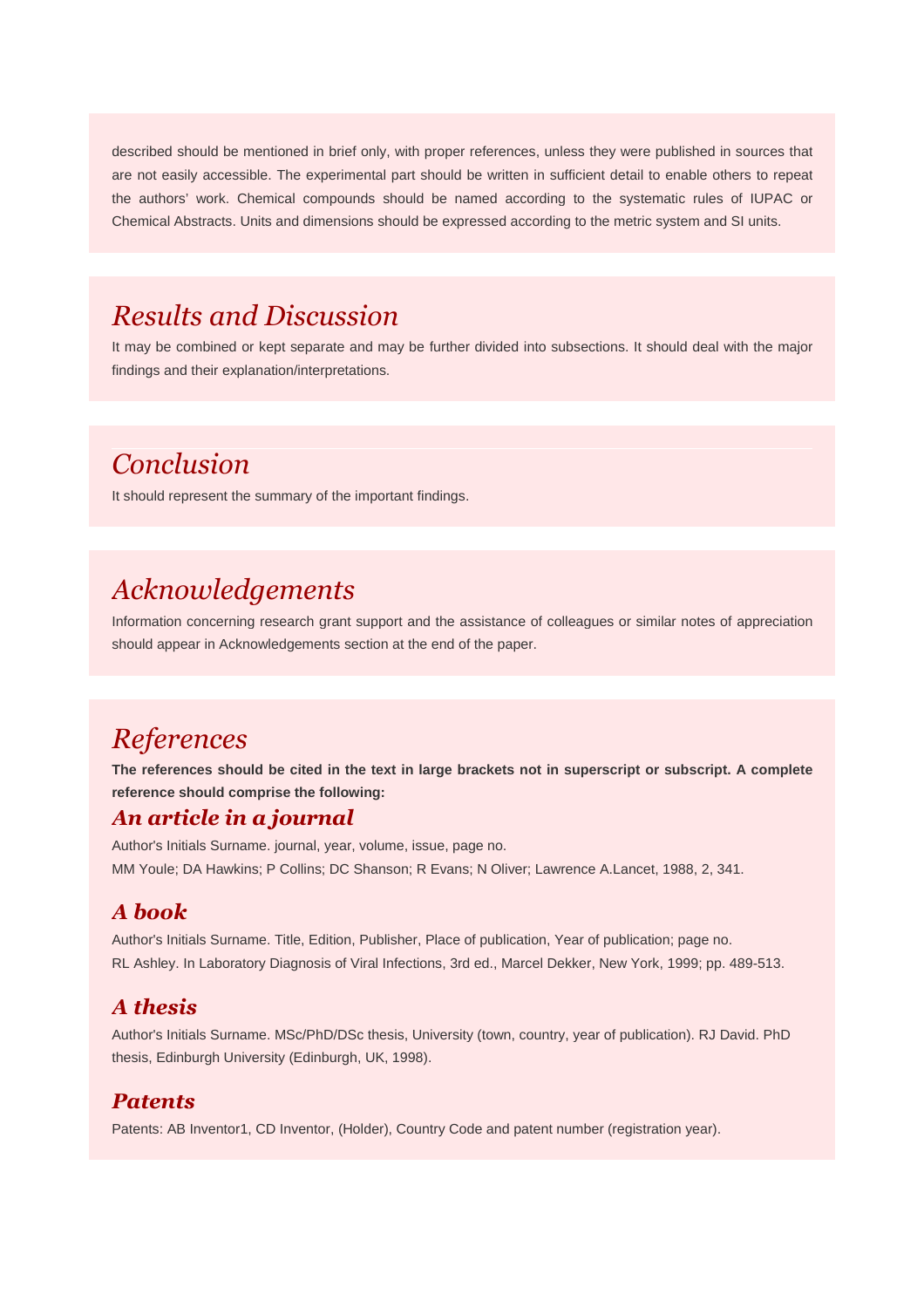described should be mentioned in brief only, with proper references, unless they were published in sources that are not easily accessible. The experimental part should be written in sufficient detail to enable others to repeat the authors' work. Chemical compounds should be named according to the systematic rules of IUPAC or Chemical Abstracts. Units and dimensions should be expressed according to the metric system and SI units.

## *Results and Discussion*

It may be combined or kept separate and may be further divided into subsections. It should deal with the major findings and their explanation/interpretations.

## *Conclusion*

It should represent the summary of the important findings.

## *Acknowledgements*

Information concerning research grant support and the assistance of colleagues or similar notes of appreciation should appear in Acknowledgements section at the end of the paper.

## *References*

**The references should be cited in the text in large brackets not in superscript or subscript. A complete reference should comprise the following:**

### ***An article in a journal***

Author's Initials Surname. journal, year, volume, issue, page no.

MM Youle; DA Hawkins; P Collins; DC Shanson; R Evans; N Oliver; Lawrence A.Lancet, 1988, 2, 341.

### ***A book***

Author's Initials Surname. Title, Edition, Publisher, Place of publication, Year of publication; page no.

RL Ashley. In Laboratory Diagnosis of Viral Infections, 3rd ed., Marcel Dekker, New York, 1999; pp. 489-513.

### ***A thesis***

Author's Initials Surname. MSc/PhD/DSc thesis, University (town, country, year of publication). RJ David. PhD thesis, Edinburgh University (Edinburgh, UK, 1998).

### ***Patents***

Patents: AB Inventor1, CD Inventor, (Holder), Country Code and patent number (registration year).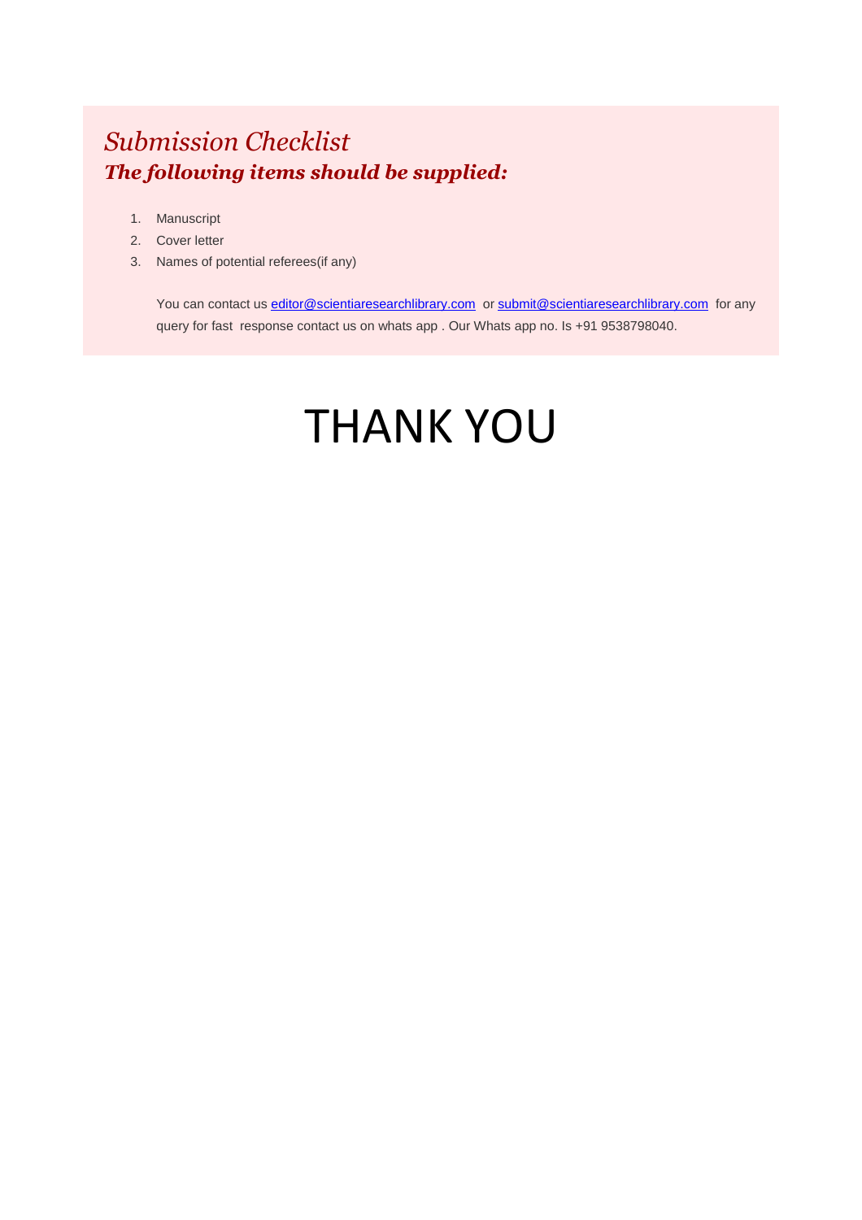## *Submission Checklist*

### ***The following items should be supplied:***

1. Manuscript
2. Cover letter
3. Names of potential referees(if any)

You can contact us editor@scientiaresearchlibrary.com or submit@scientiaresearchlibrary.com for any query for fast response contact us on whats app . Our Whats app no. Is +91 9538798040.

# THANK YOU